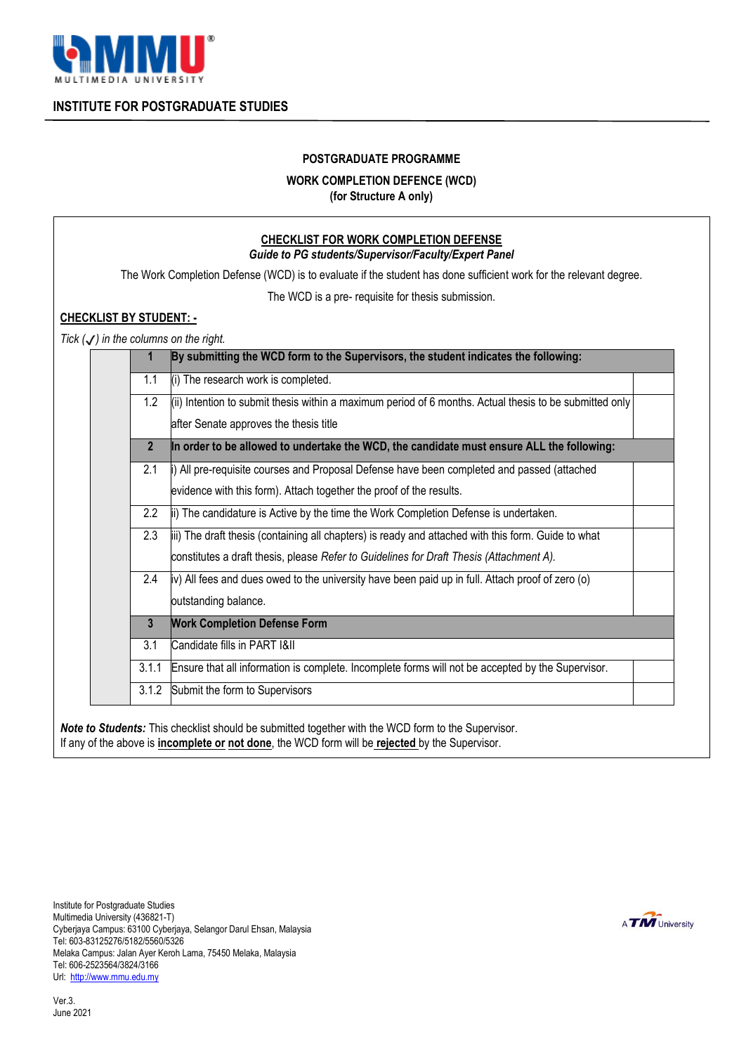## INSTITUTE FOR POSTGRADUATE STUDIES

**POSTGRADUATE PROGRAMME**

**WORK COMPLETION DEFENCE (WCD)**
**(for Structure A only)**

**CHECKLIST FOR WORK COMPLETION DEFENSE**
***Guide to PG students/Supervisor/Faculty/Expert Panel***

The Work Completion Defense (WCD) is to evaluate if the student has done sufficient work for the relevant degree.

The WCD is a pre- requisite for thesis submission.

**CHECKLIST BY STUDENT: -**

*Tick (✓) in the columns on the right.*

| | No. | Item | ✓ |
|---|---|---|---|
| | **1** | **By submitting the WCD form to the Supervisors, the student indicates the following:** | |
| | 1.1 | (i) The research work is completed. | |
| | 1.2 | (ii) Intention to submit thesis within a maximum period of 6 months. Actual thesis to be submitted only after Senate approves the thesis title | |
| | **2** | **In order to be allowed to undertake the WCD, the candidate must ensure ALL the following:** | |
| | 2.1 | i) All pre-requisite courses and Proposal Defense have been completed and passed (attached evidence with this form). Attach together the proof of the results. | |
| | 2.2 | ii) The candidature is Active by the time the Work Completion Defense is undertaken. | |
| | 2.3 | iii) The draft thesis (containing all chapters) is ready and attached with this form. Guide to what constitutes a draft thesis, please *Refer to Guidelines for Draft Thesis (Attachment A).* | |
| | 2.4 | iv) All fees and dues owed to the university have been paid up in full. Attach proof of zero (o) outstanding balance. | |
| | **3** | **Work Completion Defense Form** | |
| | 3.1 | Candidate fills in PART I&II | |
| | 3.1.1 | Ensure that all information is complete. Incomplete forms will not be accepted by the Supervisor. | |
| | 3.1.2 | Submit the form to Supervisors | |

***Note to Students:*** This checklist should be submitted together with the WCD form to the Supervisor.
If any of the above is **incomplete or not done**, the WCD form will be **rejected** by the Supervisor.

Institute for Postgraduate Studies
Multimedia University (436821-T)
Cyberjaya Campus: 63100 Cyberjaya, Selangor Darul Ehsan, Malaysia
Tel: 603-83125276/5182/5560/5326
Melaka Campus: Jalan Ayer Keroh Lama, 75450 Melaka, Malaysia
Tel: 606-2523564/3824/3166
Url: http://www.mmu.edu.my

Ver.3.
June 2021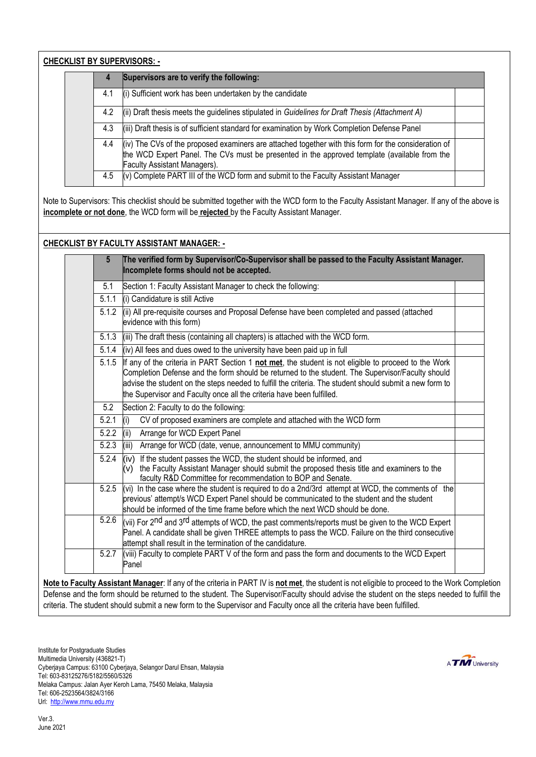**CHECKLIST BY SUPERVISORS: -**

| 4 | Supervisors are to verify the following: | |
|---|---|---|
| 4.1 | (i) Sufficient work has been undertaken by the candidate | |
| 4.2 | (ii) Draft thesis meets the guidelines stipulated in *Guidelines for Draft Thesis (Attachment A)* | |
| 4.3 | (iii) Draft thesis is of sufficient standard for examination by Work Completion Defense Panel | |
| 4.4 | (iv) The CVs of the proposed examiners are attached together with this form for the consideration of the WCD Expert Panel. The CVs must be presented in the approved template (available from the Faculty Assistant Managers). | |
| 4.5 | (v) Complete PART III of the WCD form and submit to the Faculty Assistant Manager | |

Note to Supervisors: This checklist should be submitted together with the WCD form to the Faculty Assistant Manager. If any of the above is **incomplete or not done**, the WCD form will be **rejected** by the Faculty Assistant Manager.

**CHECKLIST BY FACULTY ASSISTANT MANAGER: -**

| 5 | The verified form by Supervisor/Co-Supervisor shall be passed to the Faculty Assistant Manager. Incomplete forms should not be accepted. | |
|---|---|---|
| 5.1 | Section 1: Faculty Assistant Manager to check the following: | |
| 5.1.1 | (i) Candidature is still Active | |
| 5.1.2 | (ii) All pre-requisite courses and Proposal Defense have been completed and passed (attached evidence with this form) | |
| 5.1.3 | (iii) The draft thesis (containing all chapters) is attached with the WCD form. | |
| 5.1.4 | (iv) All fees and dues owed to the university have been paid up in full | |
| 5.1.5 | If any of the criteria in PART Section 1 **not met**, the student is not eligible to proceed to the Work Completion Defense and the form should be returned to the student. The Supervisor/Faculty should advise the student on the steps needed to fulfill the criteria. The student should submit a new form to the Supervisor and Faculty once all the criteria have been fulfilled. | |
| 5.2 | Section 2: Faculty to do the following: | |
| 5.2.1 | (i) CV of proposed examiners are complete and attached with the WCD form | |
| 5.2.2 | (ii) Arrange for WCD Expert Panel | |
| 5.2.3 | (iii) Arrange for WCD (date, venue, announcement to MMU community) | |
| 5.2.4 | (iv) If the student passes the WCD, the student should be informed, and (v) the Faculty Assistant Manager should submit the proposed thesis title and examiners to the faculty R&D Committee for recommendation to BOP and Senate. | |
| 5.2.5 | (vi) In the case where the student is required to do a 2nd/3rd attempt at WCD, the comments of the previous' attempt/s WCD Expert Panel should be communicated to the student and the student should be informed of the time frame before which the next WCD should be done. | |
| 5.2.6 | (vii) For 2nd and 3rd attempts of WCD, the past comments/reports must be given to the WCD Expert Panel. A candidate shall be given THREE attempts to pass the WCD. Failure on the third consecutive attempt shall result in the termination of the candidature. | |
| 5.2.7 | (viii) Faculty to complete PART V of the form and pass the form and documents to the WCD Expert Panel | |

**Note to Faculty Assistant Manager**: If any of the criteria in PART IV is **not met**, the student is not eligible to proceed to the Work Completion Defense and the form should be returned to the student. The Supervisor/Faculty should advise the student on the steps needed to fulfill the criteria. The student should submit a new form to the Supervisor and Faculty once all the criteria have been fulfilled.

Institute for Postgraduate Studies
Multimedia University (436821-T)
Cyberjaya Campus: 63100 Cyberjaya, Selangor Darul Ehsan, Malaysia
Tel: 603-83125276/5182/5560/5326
Melaka Campus: Jalan Ayer Keroh Lama, 75450 Melaka, Malaysia
Tel: 606-2523564/3824/3166
Url: http://www.mmu.edu.my

Ver.3.
June 2021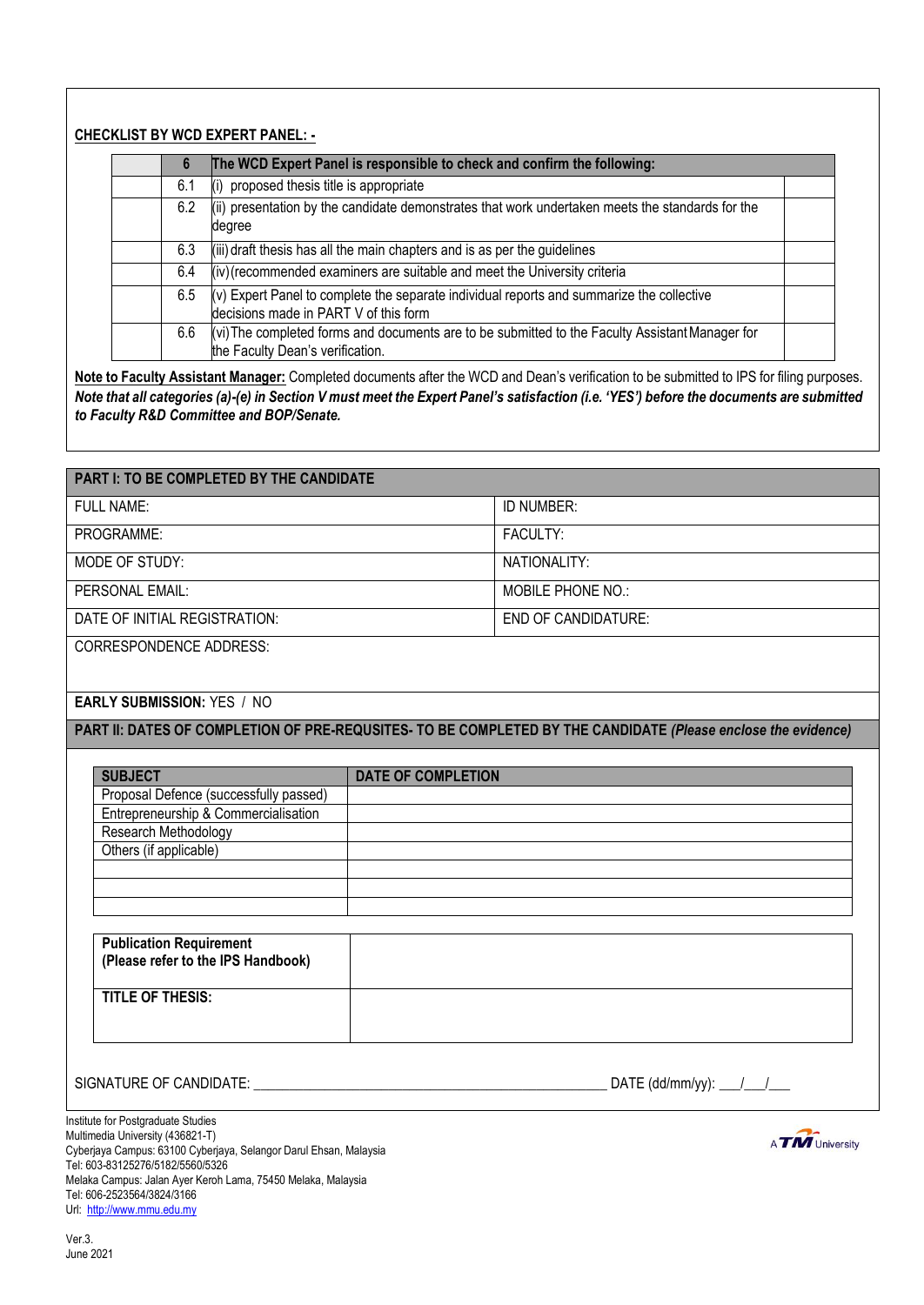**CHECKLIST BY WCD EXPERT PANEL: -**

| | 6 | The WCD Expert Panel is responsible to check and confirm the following: | |
|---|---|---|---|
| | 6.1 | (i) proposed thesis title is appropriate | |
| | 6.2 | (ii) presentation by the candidate demonstrates that work undertaken meets the standards for the degree | |
| | 6.3 | (iii) draft thesis has all the main chapters and is as per the guidelines | |
| | 6.4 | (iv) (recommended examiners are suitable and meet the University criteria | |
| | 6.5 | (v) Expert Panel to complete the separate individual reports and summarize the collective decisions made in PART V of this form | |
| | 6.6 | (vi) The completed forms and documents are to be submitted to the Faculty Assistant Manager for the Faculty Dean's verification. | |

**Note to Faculty Assistant Manager:** Completed documents after the WCD and Dean's verification to be submitted to IPS for filing purposes. ***Note that all categories (a)-(e) in Section V must meet the Expert Panel's satisfaction (i.e. 'YES') before the documents are submitted to Faculty R&D Committee and BOP/Senate.***

**PART I: TO BE COMPLETED BY THE CANDIDATE**

| FULL NAME: | ID NUMBER: |
|---|---|
| PROGRAMME: | FACULTY: |
| MODE OF STUDY: | NATIONALITY: |
| PERSONAL EMAIL: | MOBILE PHONE NO.: |
| DATE OF INITIAL REGISTRATION: | END OF CANDIDATURE: |

CORRESPONDENCE ADDRESS:

**EARLY SUBMISSION:** YES / NO

**PART II: DATES OF COMPLETION OF PRE-REQUSITES- TO BE COMPLETED BY THE CANDIDATE** ***(Please enclose the evidence)***

| SUBJECT | DATE OF COMPLETION |
|---|---|
| Proposal Defence (successfully passed) | |
| Entrepreneurship & Commercialisation | |
| Research Methodology | |
| Others (if applicable) | |
| | |
| | |
| | |

| **Publication Requirement (Please refer to the IPS Handbook)** | |
|---|---|
| **TITLE OF THESIS:** | |

SIGNATURE OF CANDIDATE: ______________________________ DATE (dd/mm/yy): ___/___/___

Institute for Postgraduate Studies
Multimedia University (436821-T)
Cyberjaya Campus: 63100 Cyberjaya, Selangor Darul Ehsan, Malaysia
Tel: 603-83125276/5182/5560/5326
Melaka Campus: Jalan Ayer Keroh Lama, 75450 Melaka, Malaysia
Tel: 606-2523564/3824/3166
Url: http://www.mmu.edu.my

Ver.3.
June 2021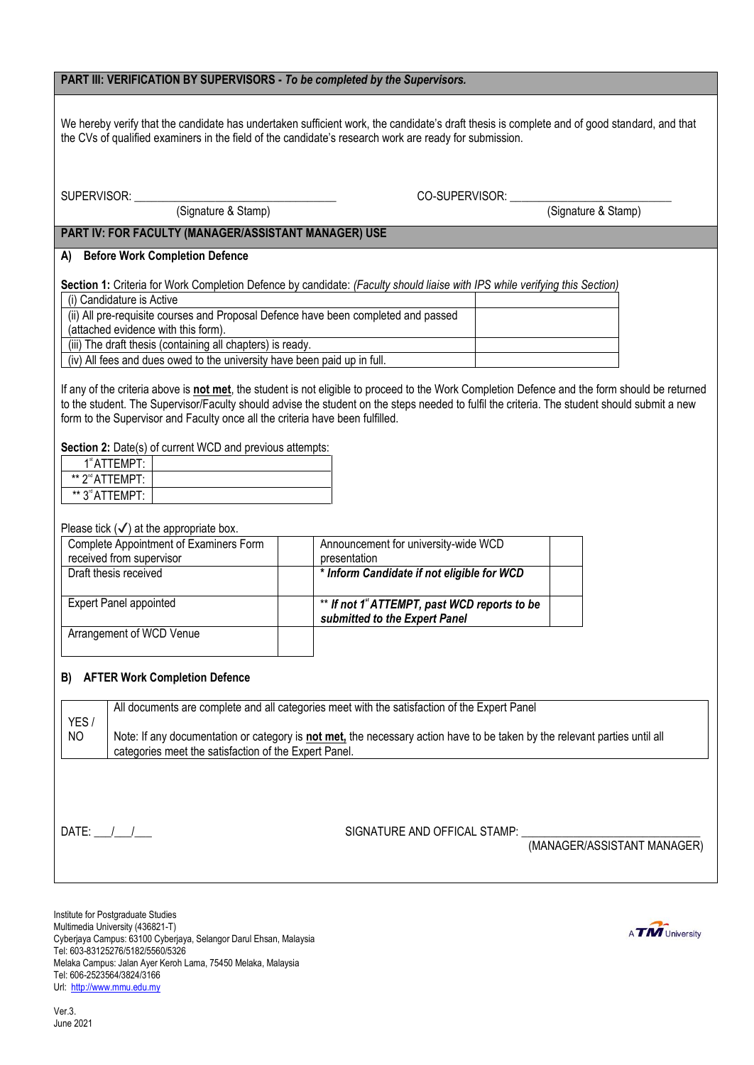## PART III: VERIFICATION BY SUPERVISORS - *To be completed by the Supervisors.*

We hereby verify that the candidate has undertaken sufficient work, the candidate's draft thesis is complete and of good standard, and that the CVs of qualified examiners in the field of the candidate's research work are ready for submission.

SUPERVISOR: ________________________________ (Signature & Stamp)

CO-SUPERVISOR: ________________________________ (Signature & Stamp)

## PART IV: FOR FACULTY (MANAGER/ASSISTANT MANAGER) USE

### A) Before Work Completion Defence

**Section 1:** Criteria for Work Completion Defence by candidate: *(Faculty should liaise with IPS while verifying this Section)*

| | |
|---|---|
| (i) Candidature is Active | |
| (ii) All pre-requisite courses and Proposal Defence have been completed and passed (attached evidence with this form). | |
| (iii) The draft thesis (containing all chapters) is ready. | |
| (iv) All fees and dues owed to the university have been paid up in full. | |

If any of the criteria above is **not met**, the student is not eligible to proceed to the Work Completion Defence and the form should be returned to the student. The Supervisor/Faculty should advise the student on the steps needed to fulfil the criteria. The student should submit a new form to the Supervisor and Faculty once all the criteria have been fulfilled.

**Section 2:** Date(s) of current WCD and previous attempts:

| | |
|---|---|
| 1st ATTEMPT: | |
| ** 2nd ATTEMPT: | |
| ** 3rd ATTEMPT: | |

Please tick (✓) at the appropriate box.

| | | | |
|---|---|---|---|
| Complete Appointment of Examiners Form received from supervisor | | Announcement for university-wide WCD presentation | |
| Draft thesis received | | ***Inform Candidate if not eligible for WCD*** | |
| Expert Panel appointed | | ***\*\* If not 1st ATTEMPT, past WCD reports to be submitted to the Expert Panel*** | |
| Arrangement of WCD Venue | | | |

### B) AFTER Work Completion Defence

| | |
|---|---|
| YES / NO | All documents are complete and all categories meet with the satisfaction of the Expert Panel<br><br>Note: If any documentation or category is **not met,** the necessary action have to be taken by the relevant parties until all categories meet the satisfaction of the Expert Panel. |

DATE: ___/___/___

SIGNATURE AND OFFICAL STAMP: ______________________________
(MANAGER/ASSISTANT MANAGER)

Institute for Postgraduate Studies
Multimedia University (436821-T)
Cyberjaya Campus: 63100 Cyberjaya, Selangor Darul Ehsan, Malaysia
Tel: 603-83125276/5182/5560/5326
Melaka Campus: Jalan Ayer Keroh Lama, 75450 Melaka, Malaysia
Tel: 606-2523564/3824/3166
Url: http://www.mmu.edu.my

Ver.3.
June 2021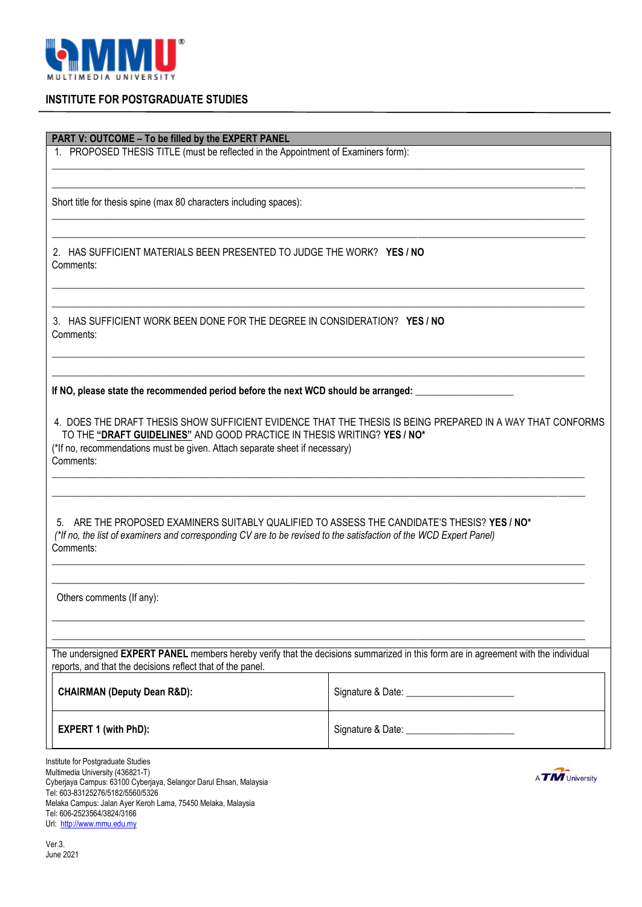## INSTITUTE FOR POSTGRADUATE STUDIES

**PART V: OUTCOME – To be filled by the EXPERT PANEL**

1. PROPOSED THESIS TITLE (must be reflected in the Appointment of Examiners form):

______________________________________________________________________________________

______________________________________________________________________________________

Short title for thesis spine (max 80 characters including spaces):

______________________________________________________________________________________

______________________________________________________________________________________

2. HAS SUFFICIENT MATERIALS BEEN PRESENTED TO JUDGE THE WORK? **YES / NO**

Comments:

______________________________________________________________________________________

______________________________________________________________________________________

3. HAS SUFFICIENT WORK BEEN DONE FOR THE DEGREE IN CONSIDERATION? **YES / NO**

Comments:

______________________________________________________________________________________

______________________________________________________________________________________

**If NO, please state the recommended period before the next WCD should be arranged:** ___________________

4. DOES THE DRAFT THESIS SHOW SUFFICIENT EVIDENCE THAT THE THESIS IS BEING PREPARED IN A WAY THAT CONFORMS TO THE **"DRAFT GUIDELINES"** AND GOOD PRACTICE IN THESIS WRITING? **YES / NO***

(*If no, recommendations must be given. Attach separate sheet if necessary)

Comments:

______________________________________________________________________________________

______________________________________________________________________________________

5. ARE THE PROPOSED EXAMINERS SUITABLY QUALIFIED TO ASSESS THE CANDIDATE'S THESIS? **YES / NO***

*(*If no, the list of examiners and corresponding CV are to be revised to the satisfaction of the WCD Expert Panel)*

Comments:

______________________________________________________________________________________

______________________________________________________________________________________

Others comments (If any):

______________________________________________________________________________________

______________________________________________________________________________________

The undersigned **EXPERT PANEL** members hereby verify that the decisions summarized in this form are in agreement with the individual reports, and that the decisions reflect that of the panel.

| | |
|---|---|
| **CHAIRMAN (Deputy Dean R&D):** | Signature & Date: _____________________ |
| **EXPERT 1 (with PhD):** | Signature & Date: _____________________ |

Institute for Postgraduate Studies
Multimedia University (436821-T)
Cyberjaya Campus: 63100 Cyberjaya, Selangor Darul Ehsan, Malaysia
Tel: 603-83125276/5182/5560/5326
Melaka Campus: Jalan Ayer Keroh Lama, 75450 Melaka, Malaysia
Tel: 606-2523564/3824/3166
Url: http://www.mmu.edu.my

Ver.3.
June 2021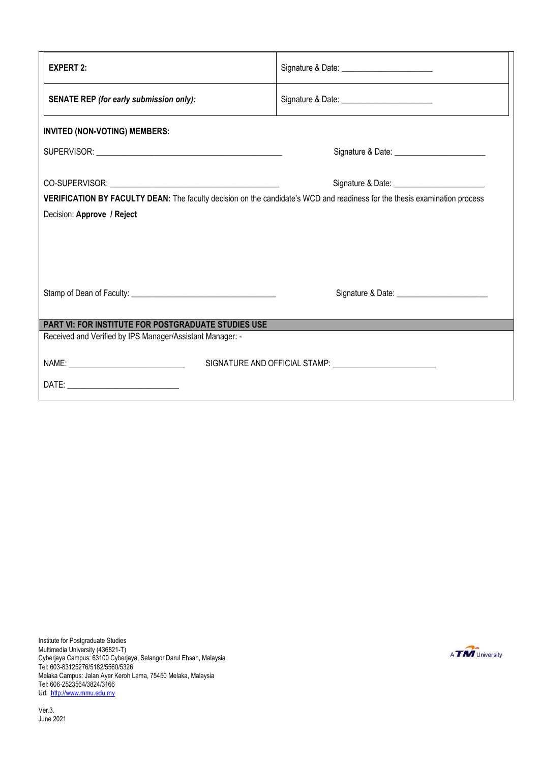| | |
|---|---|
| **EXPERT 2:** | Signature & Date: ______________________ |
| **SENATE REP** ***(for early submission only):*** | Signature & Date: ______________________ |

**INVITED (NON-VOTING) MEMBERS:**

SUPERVISOR: _____________________________________________ Signature & Date: ______________________

CO-SUPERVISOR: __________________________________________ Signature & Date: ______________________

**VERIFICATION BY FACULTY DEAN:** The faculty decision on the candidate's WCD and readiness for the thesis examination process

Decision: **Approve / Reject**

Stamp of Dean of Faculty: ___________________________________ Signature & Date: ______________________

**PART VI: FOR INSTITUTE FOR POSTGRADUATE STUDIES USE**

Received and Verified by IPS Manager/Assistant Manager: -

NAME: ____________________________ SIGNATURE AND OFFICIAL STAMP: _________________________

DATE: ____________________________

Institute for Postgraduate Studies
Multimedia University (436821-T)
Cyberjaya Campus: 63100 Cyberjaya, Selangor Darul Ehsan, Malaysia
Tel: 603-83125276/5182/5560/5326
Melaka Campus: Jalan Ayer Keroh Lama, 75450 Melaka, Malaysia
Tel: 606-2523564/3824/3166
Url: http://www.mmu.edu.my

A TM University

Ver.3.
June 2021